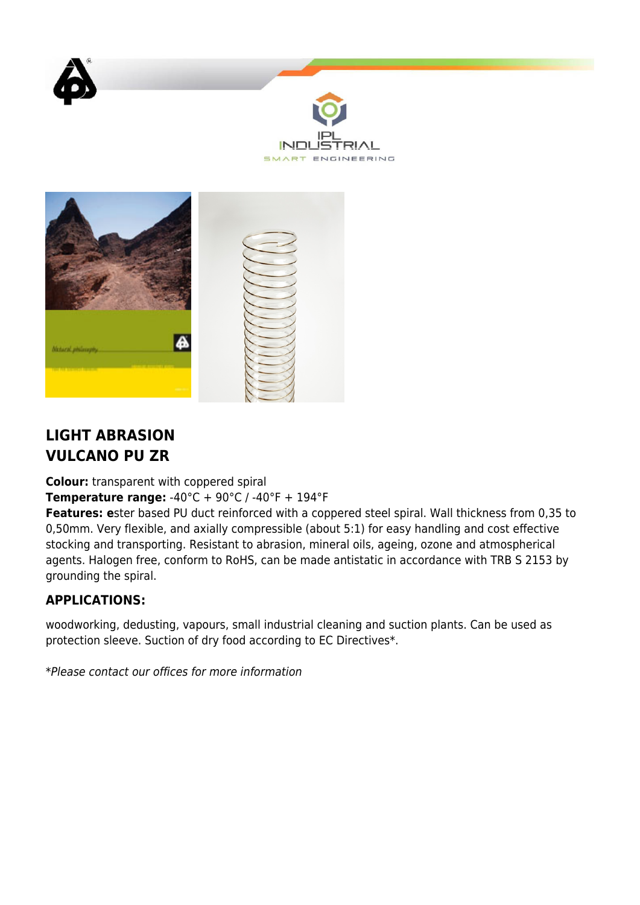IPL INDUSTRIAL
SMART ENGINEERING

## LIGHT ABRASION
## VULCANO PU ZR

**Colour:** transparent with coppered spiral
**Temperature range:** -40°C + 90°C / -40°F + 194°F
**Features: e**ster based PU duct reinforced with a coppered steel spiral. Wall thickness from 0,35 to 0,50mm. Very flexible, and axially compressible (about 5:1) for easy handling and cost effective stocking and transporting. Resistant to abrasion, mineral oils, ageing, ozone and atmospherical agents. Halogen free, conform to RoHS, can be made antistatic in accordance with TRB S 2153 by grounding the spiral.

### APPLICATIONS:

woodworking, dedusting, vapours, small industrial cleaning and suction plants. Can be used as protection sleeve. Suction of dry food according to EC Directives*.

*\*Please contact our offices for more information*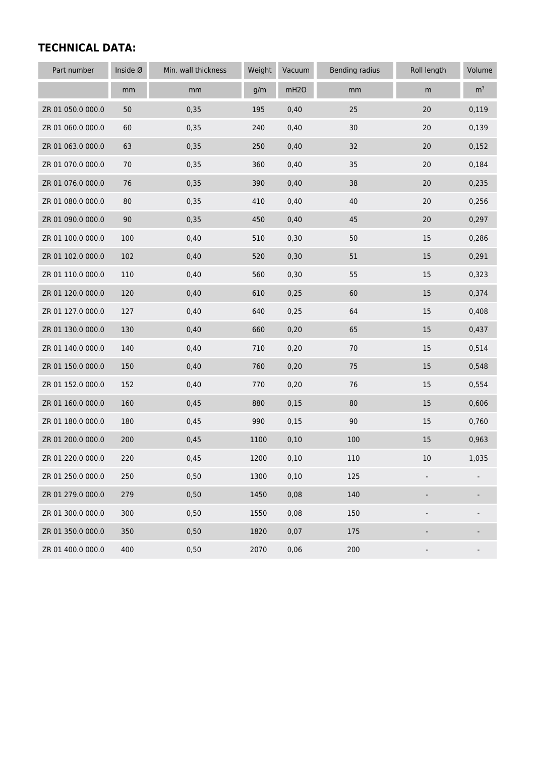## TECHNICAL DATA:

| Part number | Inside Ø | Min. wall thickness | Weight | Vacuum | Bending radius | Roll length | Volume |
|---|---|---|---|---|---|---|---|
| | mm | mm | g/m | mH2O | mm | m | $m^3$ |
| ZR 01 050.0 000.0 | 50 | 0,35 | 195 | 0,40 | 25 | 20 | 0,119 |
| ZR 01 060.0 000.0 | 60 | 0,35 | 240 | 0,40 | 30 | 20 | 0,139 |
| ZR 01 063.0 000.0 | 63 | 0,35 | 250 | 0,40 | 32 | 20 | 0,152 |
| ZR 01 070.0 000.0 | 70 | 0,35 | 360 | 0,40 | 35 | 20 | 0,184 |
| ZR 01 076.0 000.0 | 76 | 0,35 | 390 | 0,40 | 38 | 20 | 0,235 |
| ZR 01 080.0 000.0 | 80 | 0,35 | 410 | 0,40 | 40 | 20 | 0,256 |
| ZR 01 090.0 000.0 | 90 | 0,35 | 450 | 0,40 | 45 | 20 | 0,297 |
| ZR 01 100.0 000.0 | 100 | 0,40 | 510 | 0,30 | 50 | 15 | 0,286 |
| ZR 01 102.0 000.0 | 102 | 0,40 | 520 | 0,30 | 51 | 15 | 0,291 |
| ZR 01 110.0 000.0 | 110 | 0,40 | 560 | 0,30 | 55 | 15 | 0,323 |
| ZR 01 120.0 000.0 | 120 | 0,40 | 610 | 0,25 | 60 | 15 | 0,374 |
| ZR 01 127.0 000.0 | 127 | 0,40 | 640 | 0,25 | 64 | 15 | 0,408 |
| ZR 01 130.0 000.0 | 130 | 0,40 | 660 | 0,20 | 65 | 15 | 0,437 |
| ZR 01 140.0 000.0 | 140 | 0,40 | 710 | 0,20 | 70 | 15 | 0,514 |
| ZR 01 150.0 000.0 | 150 | 0,40 | 760 | 0,20 | 75 | 15 | 0,548 |
| ZR 01 152.0 000.0 | 152 | 0,40 | 770 | 0,20 | 76 | 15 | 0,554 |
| ZR 01 160.0 000.0 | 160 | 0,45 | 880 | 0,15 | 80 | 15 | 0,606 |
| ZR 01 180.0 000.0 | 180 | 0,45 | 990 | 0,15 | 90 | 15 | 0,760 |
| ZR 01 200.0 000.0 | 200 | 0,45 | 1100 | 0,10 | 100 | 15 | 0,963 |
| ZR 01 220.0 000.0 | 220 | 0,45 | 1200 | 0,10 | 110 | 10 | 1,035 |
| ZR 01 250.0 000.0 | 250 | 0,50 | 1300 | 0,10 | 125 | - | - |
| ZR 01 279.0 000.0 | 279 | 0,50 | 1450 | 0,08 | 140 | - | - |
| ZR 01 300.0 000.0 | 300 | 0,50 | 1550 | 0,08 | 150 | - | - |
| ZR 01 350.0 000.0 | 350 | 0,50 | 1820 | 0,07 | 175 | - | - |
| ZR 01 400.0 000.0 | 400 | 0,50 | 2070 | 0,06 | 200 | - | - |